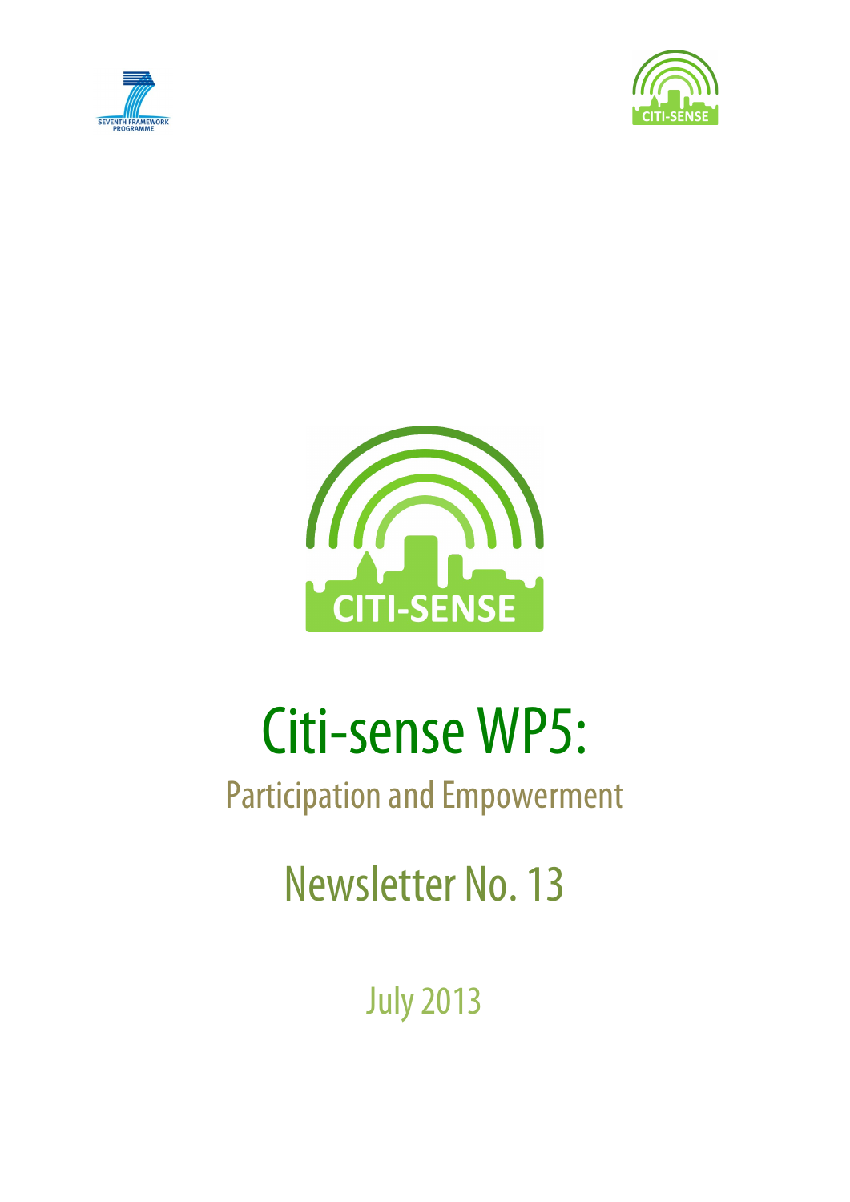# Citi-sense WP5:

## Participation and Empowerment

## Newsletter No. 13

July 2013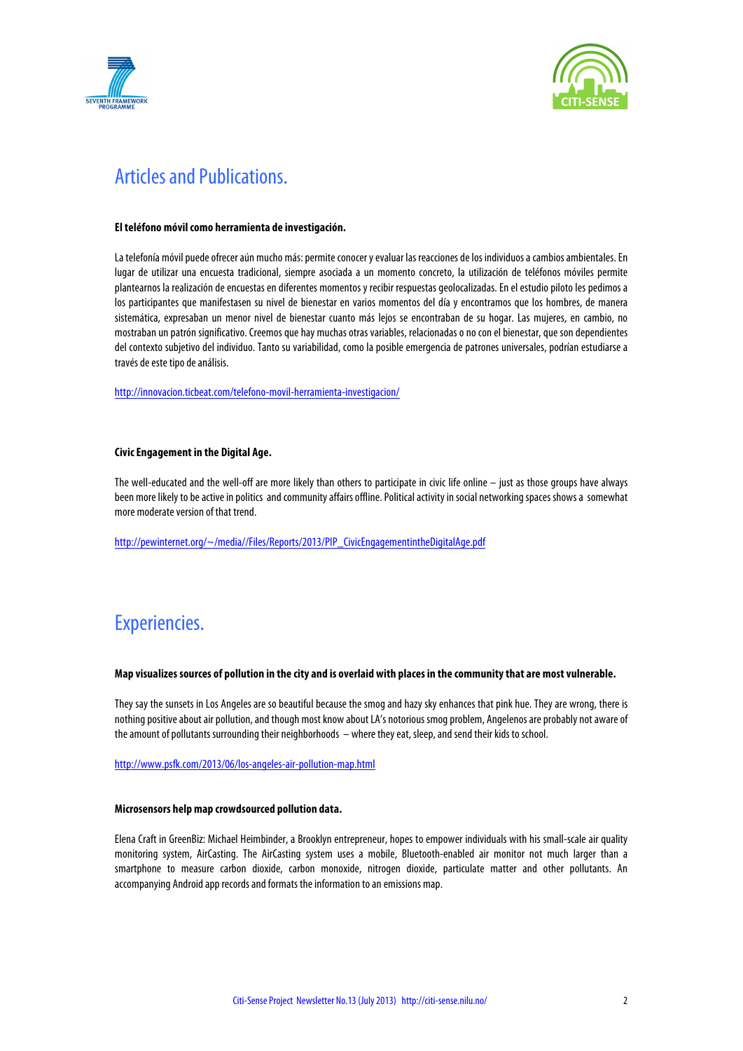## Articles and Publications.

**El teléfono móvil como herramienta de investigación.**

La telefonía móvil puede ofrecer aún mucho más: permite conocer y evaluar las reacciones de los individuos a cambios ambientales. En lugar de utilizar una encuesta tradicional, siempre asociada a un momento concreto, la utilización de teléfonos móviles permite plantearnos la realización de encuestas en diferentes momentos y recibir respuestas geolocalizadas. En el estudio piloto les pedimos a los participantes que manifestasen su nivel de bienestar en varios momentos del día y encontramos que los hombres, de manera sistemática, expresaban un menor nivel de bienestar cuanto más lejos se encontraban de su hogar. Las mujeres, en cambio, no mostraban un patrón significativo. Creemos que hay muchas otras variables, relacionadas o no con el bienestar, que son dependientes del contexto subjetivo del individuo. Tanto su variabilidad, como la posible emergencia de patrones universales, podrían estudiarse a través de este tipo de análisis.

http://innovacion.ticbeat.com/telefono-movil-herramienta-investigacion/

**Civic Engagement in the Digital Age.**

The well-educated and the well-off are more likely than others to participate in civic life online – just as those groups have always been more likely to be active in politics and community affairs offline. Political activity in social networking spaces shows a somewhat more moderate version of that trend.

http://pewinternet.org/~/media//Files/Reports/2013/PIP_CivicEngagementintheDigitalAge.pdf

## Experiencies.

**Map visualizes sources of pollution in the city and is overlaid with places in the community that are most vulnerable.**

They say the sunsets in Los Angeles are so beautiful because the smog and hazy sky enhances that pink hue. They are wrong, there is nothing positive about air pollution, and though most know about LA's notorious smog problem, Angelenos are probably not aware of the amount of pollutants surrounding their neighborhoods – where they eat, sleep, and send their kids to school.

http://www.psfk.com/2013/06/los-angeles-air-pollution-map.html

**Microsensors help map crowdsourced pollution data.**

Elena Craft in GreenBiz: Michael Heimbinder, a Brooklyn entrepreneur, hopes to empower individuals with his small-scale air quality monitoring system, AirCasting. The AirCasting system uses a mobile, Bluetooth-enabled air monitor not much larger than a smartphone to measure carbon dioxide, carbon monoxide, nitrogen dioxide, particulate matter and other pollutants. An accompanying Android app records and formats the information to an emissions map.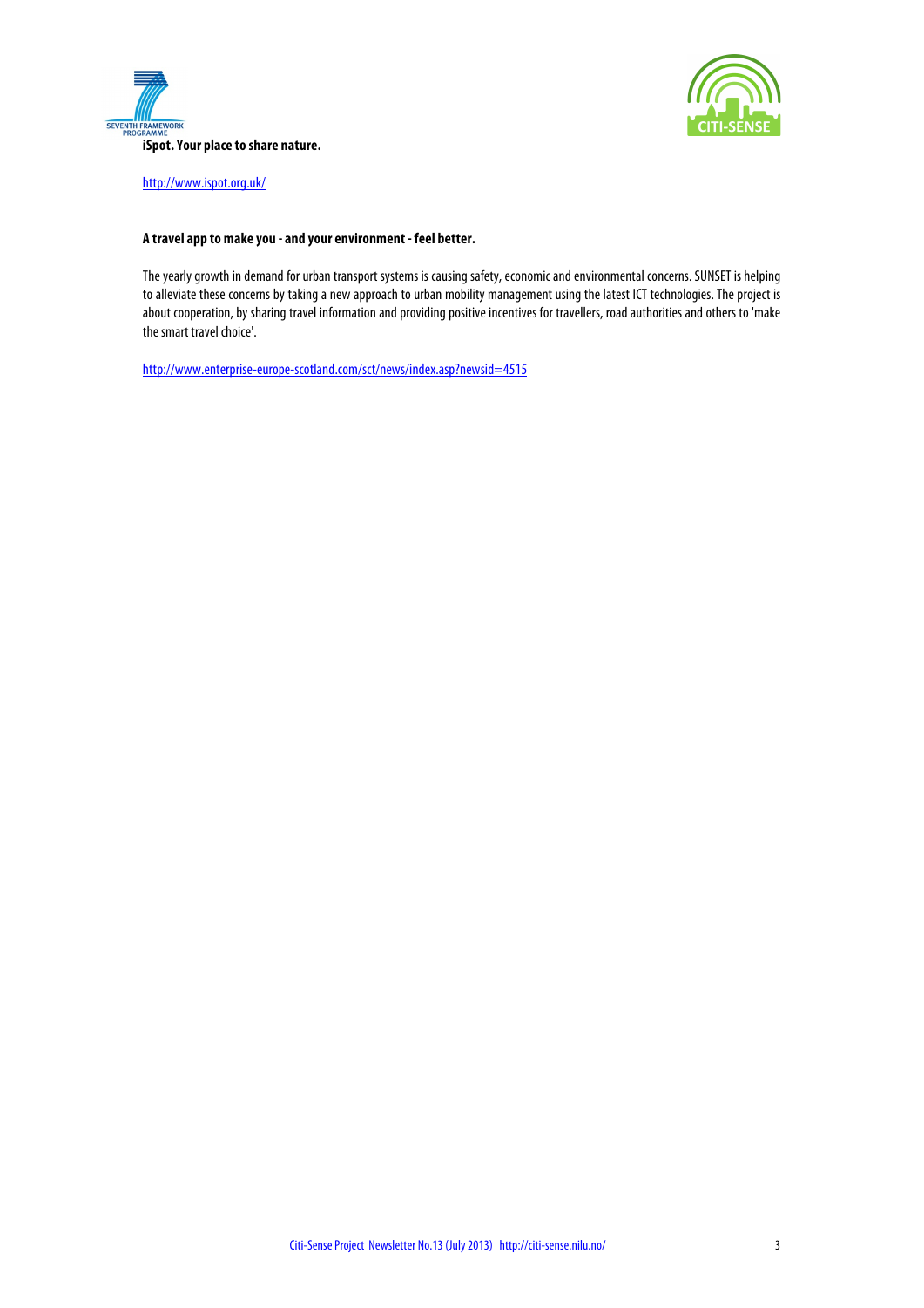**iSpot. Your place to share nature.**

http://www.ispot.org.uk/

**A travel app to make you - and your environment - feel better.**

The yearly growth in demand for urban transport systems is causing safety, economic and environmental concerns. SUNSET is helping to alleviate these concerns by taking a new approach to urban mobility management using the latest ICT technologies. The project is about cooperation, by sharing travel information and providing positive incentives for travellers, road authorities and others to 'make the smart travel choice'.

http://www.enterprise-europe-scotland.com/sct/news/index.asp?newsid=4515